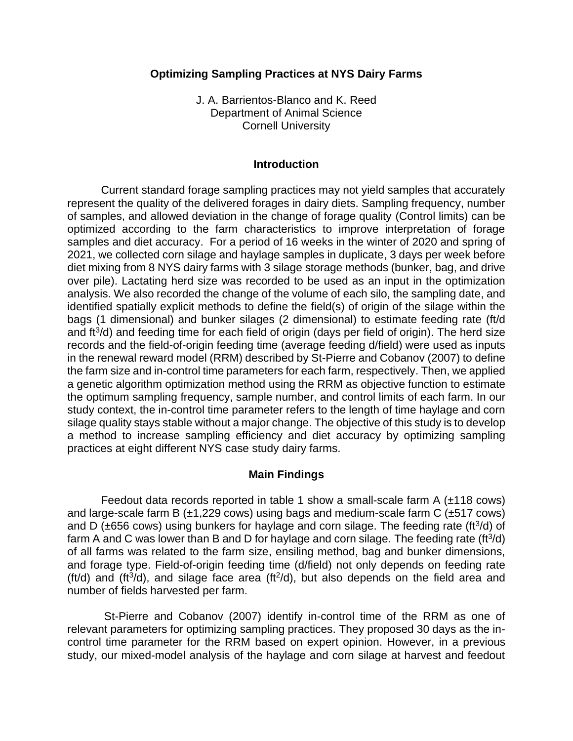# Optimizing Sampling Practices at NYS Dairy Farms

J. A. Barrientos-Blanco and K. Reed
Department of Animal Science
Cornell University

## Introduction

Current standard forage sampling practices may not yield samples that accurately represent the quality of the delivered forages in dairy diets. Sampling frequency, number of samples, and allowed deviation in the change of forage quality (Control limits) can be optimized according to the farm characteristics to improve interpretation of forage samples and diet accuracy. For a period of 16 weeks in the winter of 2020 and spring of 2021, we collected corn silage and haylage samples in duplicate, 3 days per week before diet mixing from 8 NYS dairy farms with 3 silage storage methods (bunker, bag, and drive over pile). Lactating herd size was recorded to be used as an input in the optimization analysis. We also recorded the change of the volume of each silo, the sampling date, and identified spatially explicit methods to define the field(s) of origin of the silage within the bags (1 dimensional) and bunker silages (2 dimensional) to estimate feeding rate (ft/d and $ft^3$/d) and feeding time for each field of origin (days per field of origin). The herd size records and the field-of-origin feeding time (average feeding d/field) were used as inputs in the renewal reward model (RRM) described by St-Pierre and Cobanov (2007) to define the farm size and in-control time parameters for each farm, respectively. Then, we applied a genetic algorithm optimization method using the RRM as objective function to estimate the optimum sampling frequency, sample number, and control limits of each farm. In our study context, the in-control time parameter refers to the length of time haylage and corn silage quality stays stable without a major change. The objective of this study is to develop a method to increase sampling efficiency and diet accuracy by optimizing sampling practices at eight different NYS case study dairy farms.

## Main Findings

Feedout data records reported in table 1 show a small-scale farm A (±118 cows) and large-scale farm B (±1,229 cows) using bags and medium-scale farm C (±517 cows) and D (±656 cows) using bunkers for haylage and corn silage. The feeding rate ($ft^3$/d) of farm A and C was lower than B and D for haylage and corn silage. The feeding rate ($ft^3$/d) of all farms was related to the farm size, ensiling method, bag and bunker dimensions, and forage type. Field-of-origin feeding time (d/field) not only depends on feeding rate (ft/d) and ($ft^3$/d), and silage face area ($ft^2$/d), but also depends on the field area and number of fields harvested per farm.

St-Pierre and Cobanov (2007) identify in-control time of the RRM as one of relevant parameters for optimizing sampling practices. They proposed 30 days as the in-control time parameter for the RRM based on expert opinion. However, in a previous study, our mixed-model analysis of the haylage and corn silage at harvest and feedout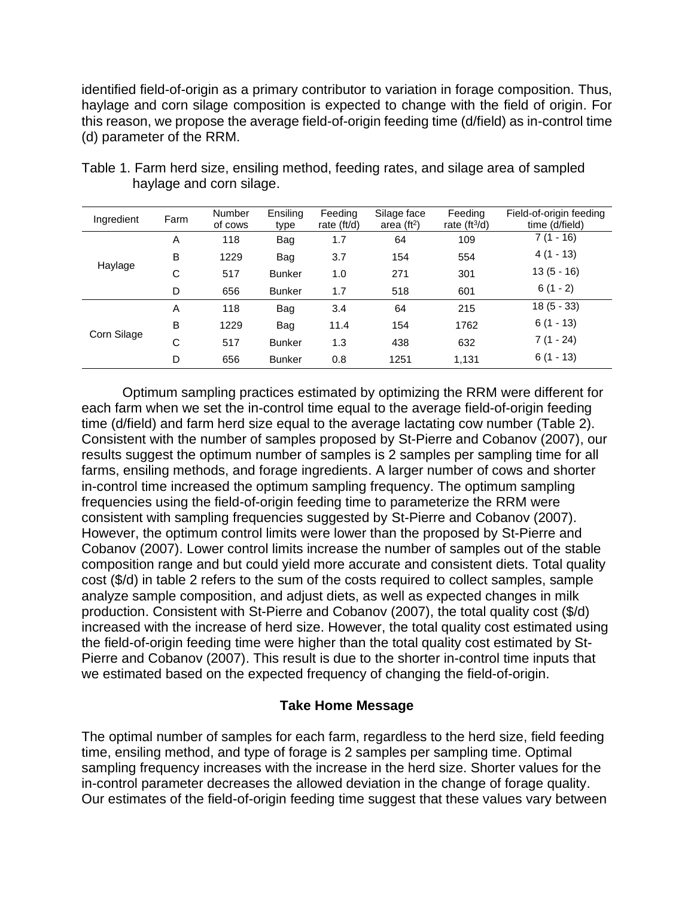identified field-of-origin as a primary contributor to variation in forage composition. Thus, haylage and corn silage composition is expected to change with the field of origin. For this reason, we propose the average field-of-origin feeding time (d/field) as in-control time (d) parameter of the RRM.

Table 1. Farm herd size, ensiling method, feeding rates, and silage area of sampled haylage and corn silage.

| Ingredient | Farm | Number of cows | Ensiling type | Feeding rate (ft/d) | Silage face area ($ft^2$) | Feeding rate ($ft^3$/d) | Field-of-origin feeding time (d/field) |
|---|---|---|---|---|---|---|---|
| Haylage | A | 118 | Bag | 1.7 | 64 | 109 | 7 (1 - 16) |
| | B | 1229 | Bag | 3.7 | 154 | 554 | 4 (1 - 13) |
| | C | 517 | Bunker | 1.0 | 271 | 301 | 13 (5 - 16) |
| | D | 656 | Bunker | 1.7 | 518 | 601 | 6 (1 - 2) |
| Corn Silage | A | 118 | Bag | 3.4 | 64 | 215 | 18 (5 - 33) |
| | B | 1229 | Bag | 11.4 | 154 | 1762 | 6 (1 - 13) |
| | C | 517 | Bunker | 1.3 | 438 | 632 | 7 (1 - 24) |
| | D | 656 | Bunker | 0.8 | 1251 | 1,131 | 6 (1 - 13) |

Optimum sampling practices estimated by optimizing the RRM were different for each farm when we set the in-control time equal to the average field-of-origin feeding time (d/field) and farm herd size equal to the average lactating cow number (Table 2). Consistent with the number of samples proposed by St-Pierre and Cobanov (2007), our results suggest the optimum number of samples is 2 samples per sampling time for all farms, ensiling methods, and forage ingredients. A larger number of cows and shorter in-control time increased the optimum sampling frequency. The optimum sampling frequencies using the field-of-origin feeding time to parameterize the RRM were consistent with sampling frequencies suggested by St-Pierre and Cobanov (2007). However, the optimum control limits were lower than the proposed by St-Pierre and Cobanov (2007). Lower control limits increase the number of samples out of the stable composition range and but could yield more accurate and consistent diets. Total quality cost ($/d) in table 2 refers to the sum of the costs required to collect samples, sample analyze sample composition, and adjust diets, as well as expected changes in milk production. Consistent with St-Pierre and Cobanov (2007), the total quality cost ($/d) increased with the increase of herd size. However, the total quality cost estimated using the field-of-origin feeding time were higher than the total quality cost estimated by St-Pierre and Cobanov (2007). This result is due to the shorter in-control time inputs that we estimated based on the expected frequency of changing the field-of-origin.

## Take Home Message

The optimal number of samples for each farm, regardless to the herd size, field feeding time, ensiling method, and type of forage is 2 samples per sampling time. Optimal sampling frequency increases with the increase in the herd size. Shorter values for the in-control parameter decreases the allowed deviation in the change of forage quality. Our estimates of the field-of-origin feeding time suggest that these values vary between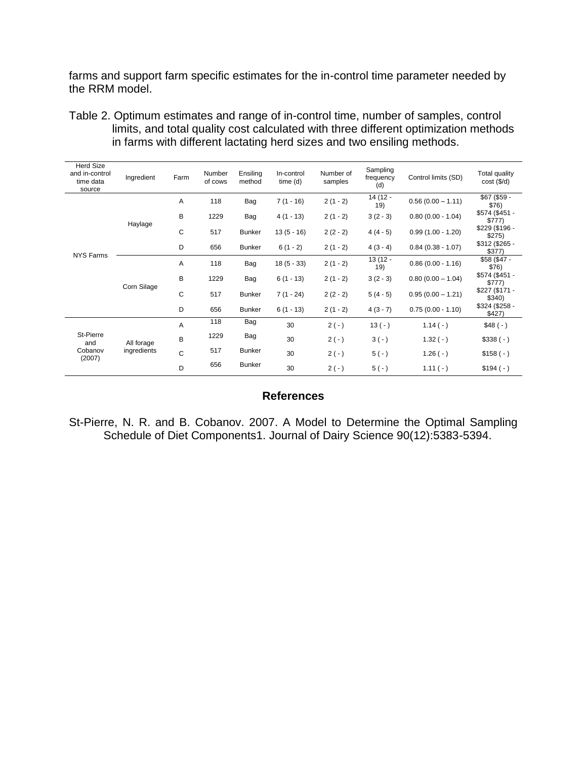farms and support farm specific estimates for the in-control time parameter needed by the RRM model.

Table 2. Optimum estimates and range of in-control time, number of samples, control limits, and total quality cost calculated with three different optimization methods in farms with different lactating herd sizes and two ensiling methods.

| Herd Size and in-control time data source | Ingredient | Farm | Number of cows | Ensiling method | In-control time (d) | Number of samples | Sampling frequency (d) | Control limits (SD) | Total quality cost ($/d) |
|---|---|---|---|---|---|---|---|---|---|
| NYS Farms | Haylage | A | 118 | Bag | 7 (1 - 16) | 2 (1 - 2) | 14 (12 - 19) | 0.56 (0.00 – 1.11) | $67 ($59 - $76) |
| | | B | 1229 | Bag | 4 (1 - 13) | 2 (1 - 2) | 3 (2 - 3) | 0.80 (0.00 - 1.04) | $574 ($451 - $777) |
| | | C | 517 | Bunker | 13 (5 - 16) | 2 (2 - 2) | 4 (4 - 5) | 0.99 (1.00 - 1.20) | $229 ($196 - $275) |
| | | D | 656 | Bunker | 6 (1 - 2) | 2 (1 - 2) | 4 (3 - 4) | 0.84 (0.38 - 1.07) | $312 ($265 - $377) |
| | Corn Silage | A | 118 | Bag | 18 (5 - 33) | 2 (1 - 2) | 13 (12 - 19) | 0.86 (0.00 - 1.16) | $58 ($47 - $76) |
| | | B | 1229 | Bag | 6 (1 - 13) | 2 (1 - 2) | 3 (2 - 3) | 0.80 (0.00 – 1.04) | $574 ($451 - $777) |
| | | C | 517 | Bunker | 7 (1 - 24) | 2 (2 - 2) | 5 (4 - 5) | 0.95 (0.00 – 1.21) | $227 ($171 - $340) |
| | | D | 656 | Bunker | 6 (1 - 13) | 2 (1 - 2) | 4 (3 - 7) | 0.75 (0.00 - 1.10) | $324 ($258 - $427) |
| St-Pierre and Cobanov (2007) | All forage ingredients | A | 118 | Bag | 30 | 2 ( - ) | 13 ( - ) | 1.14 ( - ) | $48 ( - ) |
| | | B | 1229 | Bag | 30 | 2 ( - ) | 3 ( - ) | 1.32 ( - ) | $338 ( - ) |
| | | C | 517 | Bunker | 30 | 2 ( - ) | 5 ( - ) | 1.26 ( - ) | $158 ( - ) |
| | | D | 656 | Bunker | 30 | 2 ( - ) | 5 ( - ) | 1.11 ( - ) | $194 ( - ) |

## References

St-Pierre, N. R. and B. Cobanov. 2007. A Model to Determine the Optimal Sampling Schedule of Diet Components1. Journal of Dairy Science 90(12):5383-5394.